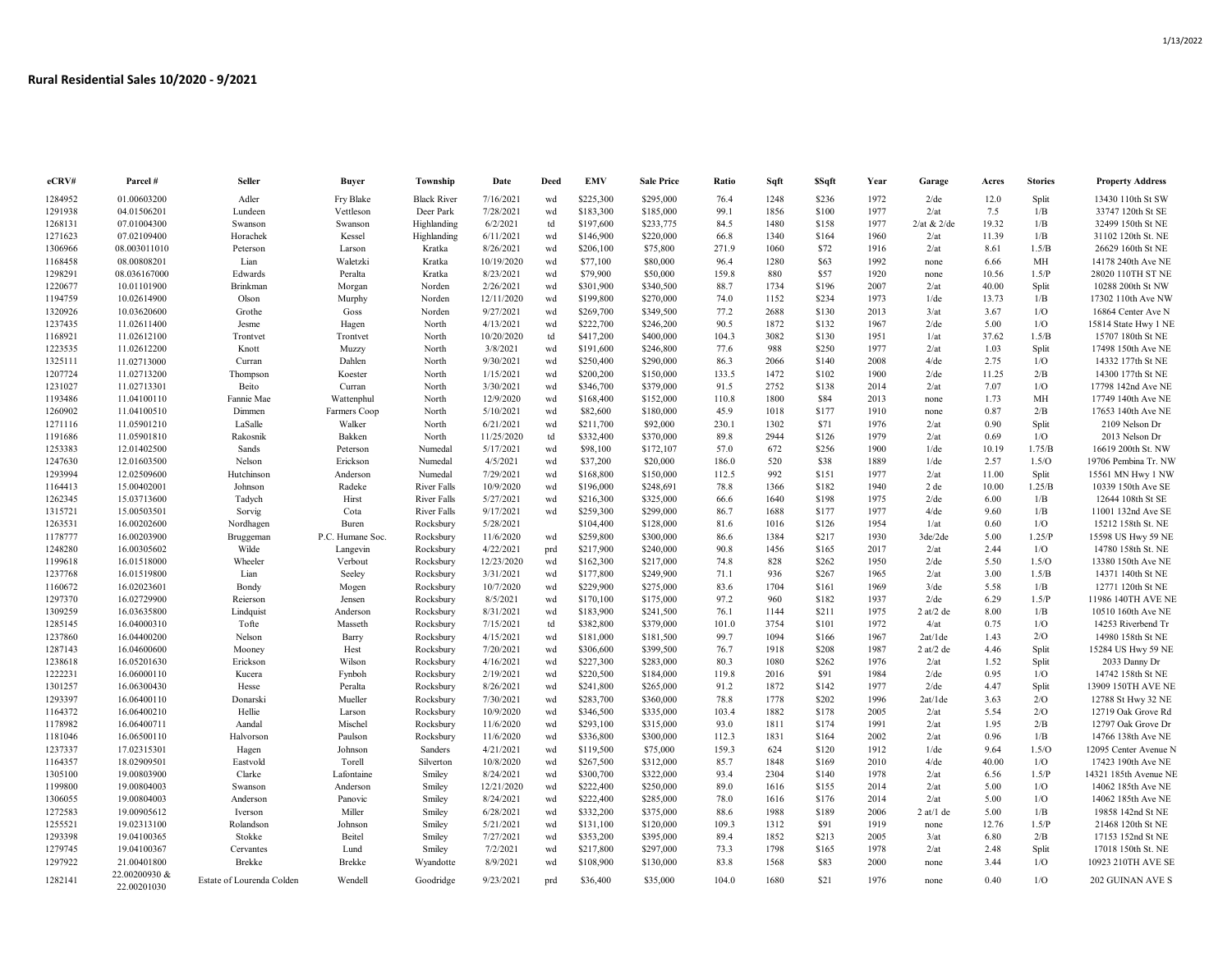# Rural Residential Sales 10/2020 - 9/2021

| eCRV# | Parcel # | Seller | Buyer | Township | Date | Deed | EMV | Sale Price | Ratio | Sqft | $Sqft | Year | Garage | Acres | Stories | Property Address |
|---|---|---|---|---|---|---|---|---|---|---|---|---|---|---|---|---|
| 1284952 | 01.00603200 | Adler | Fry Blake | Black River | 7/16/2021 | wd | $225,300 | $295,000 | 76.4 | 1248 | $236 | 1972 | 2/de | 12.0 | Split | 13430 110th St SW |
| 1291938 | 04.01506201 | Lundeen | Vettleson | Deer Park | 7/28/2021 | wd | $183,300 | $185,000 | 99.1 | 1856 | $100 | 1977 | 2/at | 7.5 | 1/B | 33747 120th St SE |
| 1268131 | 07.01004300 | Swanson | Swanson | Highlanding | 6/2/2021 | td | $197,600 | $233,775 | 84.5 | 1480 | $158 | 1977 | 2/at & 2/de | 19.32 | 1/B | 32499 150th St NE |
| 1271623 | 07.02109400 | Horachek | Kessel | Highlanding | 6/11/2021 | wd | $146,900 | $220,000 | 66.8 | 1340 | $164 | 1960 | 2/at | 11.39 | 1/B | 31102 120th St. NE |
| 1306966 | 08.003011010 | Peterson | Larson | Kratka | 8/26/2021 | wd | $206,100 | $75,800 | 271.9 | 1060 | $72 | 1916 | 2/at | 8.61 | 1.5/B | 26629 160th St NE |
| 1168458 | 08.00808201 | Lian | Waletzki | Kratka | 10/19/2020 | wd | $77,100 | $80,000 | 96.4 | 1280 | $63 | 1992 | none | 6.66 | MH | 14178 240th Ave NE |
| 1298291 | 08.036167000 | Edwards | Peralta | Kratka | 8/23/2021 | wd | $79,900 | $50,000 | 159.8 | 880 | $57 | 1920 | none | 10.56 | 1.5/P | 28020 110TH ST NE |
| 1220677 | 10.01101900 | Brinkman | Morgan | Norden | 2/26/2021 | wd | $301,900 | $340,500 | 88.7 | 1734 | $196 | 2007 | 2/at | 40.00 | Split | 10288 200th St NW |
| 1194759 | 10.02614900 | Olson | Murphy | Norden | 12/11/2020 | wd | $199,800 | $270,000 | 74.0 | 1152 | $234 | 1973 | 1/de | 13.73 | 1/B | 17302 110th Ave NW |
| 1320926 | 10.03620600 | Grothe | Goss | Norden | 9/27/2021 | wd | $269,700 | $349,500 | 77.2 | 2688 | $130 | 2013 | 3/at | 3.67 | 1/O | 16864 Center Ave N |
| 1237435 | 11.02611400 | Jesme | Hagen | North | 4/13/2021 | wd | $222,700 | $246,200 | 90.5 | 1872 | $132 | 1967 | 2/de | 5.00 | 1/O | 15814 State Hwy 1 NE |
| 1168921 | 11.02612100 | Trontvet | Trontvet | North | 10/20/2020 | td | $417,200 | $400,000 | 104.3 | 3082 | $130 | 1951 | 1/at | 37.62 | 1.5/B | 15707 180th St NE |
| 1223535 | 11.02612200 | Knott | Muzzy | North | 3/8/2021 | wd | $191,600 | $246,800 | 77.6 | 988 | $250 | 1977 | 2/at | 1.03 | Split | 17498 150th Ave NE |
| 1325111 | 11.02713000 | Curran | Dahlen | North | 9/30/2021 | wd | $250,400 | $290,000 | 86.3 | 2066 | $140 | 2008 | 4/de | 2.75 | 1/O | 14332 177th St NE |
| 1207724 | 11.02713200 | Thompson | Koester | North | 1/15/2021 | wd | $200,200 | $150,000 | 133.5 | 1472 | $102 | 1900 | 2/de | 11.25 | 2/B | 14300 177th St NE |
| 1231027 | 11.02713301 | Beito | Curran | North | 3/30/2021 | wd | $346,700 | $379,000 | 91.5 | 2752 | $138 | 2014 | 2/at | 7.07 | 1/O | 17798 142nd Ave NE |
| 1193486 | 11.04100110 | Fannie Mae | Wattenphul | North | 12/9/2020 | wd | $168,400 | $152,000 | 110.8 | 1800 | $84 | 2013 | none | 1.73 | MH | 17749 140th Ave NE |
| 1260902 | 11.04100510 | Dimmen | Farmers Coop | North | 5/10/2021 | wd | $82,600 | $180,000 | 45.9 | 1018 | $177 | 1910 | none | 0.87 | 2/B | 17653 140th Ave NE |
| 1271116 | 11.05901210 | LaSalle | Walker | North | 6/21/2021 | wd | $211,700 | $92,000 | 230.1 | 1302 | $71 | 1976 | 2/at | 0.90 | Split | 2109 Nelson Dr |
| 1191686 | 11.05901810 | Rakosnik | Bakken | North | 11/25/2020 | td | $332,400 | $370,000 | 89.8 | 2944 | $126 | 1979 | 2/at | 0.69 | 1/O | 2013 Nelson Dr |
| 1253383 | 12.01402500 | Sands | Peterson | Numedal | 5/17/2021 | wd | $98,100 | $172,107 | 57.0 | 672 | $256 | 1900 | 1/de | 10.19 | 1.75/B | 16619 200th St. NW |
| 1247630 | 12.01603500 | Nelson | Erickson | Numedal | 4/5/2021 | wd | $37,200 | $20,000 | 186.0 | 520 | $38 | 1889 | 1/de | 2.57 | 1.5/O | 19706 Pembina Tr. NW |
| 1293994 | 12.02509600 | Hutchinson | Anderson | Numedal | 7/29/2021 | wd | $168,800 | $150,000 | 112.5 | 992 | $151 | 1977 | 2/at | 11.00 | Split | 15561 MN Hwy 1 NW |
| 1164413 | 15.00402001 | Johnson | Radeke | River Falls | 10/9/2020 | wd | $196,000 | $248,691 | 78.8 | 1366 | $182 | 1940 | 2 de | 10.00 | 1.25/B | 10339 150th Ave SE |
| 1262345 | 15.03713600 | Tadych | Hirst | River Falls | 5/27/2021 | wd | $216,300 | $325,000 | 66.6 | 1640 | $198 | 1975 | 2/de | 6.00 | 1/B | 12644 108th St SE |
| 1315721 | 15.00503501 | Sorvig | Cota | River Falls | 9/17/2021 | wd | $259,300 | $299,000 | 86.7 | 1688 | $177 | 1977 | 4/de | 9.60 | 1/B | 11001 132nd Ave SE |
| 1263531 | 16.00202600 | Nordhagen | Buren | Rocksbury | 5/28/2021 | | $104,400 | $128,000 | 81.6 | 1016 | $126 | 1954 | 1/at | 0.60 | 1/O | 15212 158th St. NE |
| 1178777 | 16.00203900 | Bruggeman | P.C. Humane Soc. | Rocksbury | 11/6/2020 | wd | $259,800 | $300,000 | 86.6 | 1384 | $217 | 1930 | 3de/2de | 5.00 | 1.25/P | 15598 US Hwy 59 NE |
| 1248280 | 16.00305602 | Wilde | Langevin | Rocksbury | 4/22/2021 | prd | $217,900 | $240,000 | 90.8 | 1456 | $165 | 2017 | 2/at | 2.44 | 1/O | 14780 158th St. NE |
| 1199618 | 16.01518000 | Wheeler | Verbout | Rocksbury | 12/23/2020 | wd | $162,300 | $217,000 | 74.8 | 828 | $262 | 1950 | 2/de | 5.50 | 1.5/O | 13380 150th Ave NE |
| 1237768 | 16.01519800 | Lian | Seeley | Rocksbury | 3/31/2021 | wd | $177,800 | $249,900 | 71.1 | 936 | $267 | 1965 | 2/at | 3.00 | 1.5/B | 14371 140th St NE |
| 1160672 | 16.02023601 | Bondy | Mogen | Rocksbury | 10/7/2020 | wd | $229,900 | $275,000 | 83.6 | 1704 | $161 | 1969 | 3/de | 5.58 | 1/B | 12771 120th St NE |
| 1297370 | 16.02729900 | Reierson | Jensen | Rocksbury | 8/5/2021 | wd | $170,100 | $175,000 | 97.2 | 960 | $182 | 1937 | 2/de | 6.29 | 1.5/P | 11986 140TH AVE NE |
| 1309259 | 16.03635800 | Lindquist | Anderson | Rocksbury | 8/31/2021 | wd | $183,900 | $241,500 | 76.1 | 1144 | $211 | 1975 | 2 at/2 de | 8.00 | 1/B | 10510 160th Ave NE |
| 1285145 | 16.04000310 | Tofte | Masseth | Rocksbury | 7/15/2021 | td | $382,800 | $379,000 | 101.0 | 3754 | $101 | 1972 | 4/at | 0.75 | 1/O | 14253 Riverbend Tr |
| 1237860 | 16.04400200 | Nelson | Barry | Rocksbury | 4/15/2021 | wd | $181,000 | $181,500 | 99.7 | 1094 | $166 | 1967 | 2at/1de | 1.43 | 2/O | 14980 158th St NE |
| 1287143 | 16.04600600 | Mooney | Hest | Rocksbury | 7/20/2021 | wd | $306,600 | $399,500 | 76.7 | 1918 | $208 | 1987 | 2 at/2 de | 4.46 | Split | 15284 US Hwy 59 NE |
| 1238618 | 16.05201630 | Erickson | Wilson | Rocksbury | 4/16/2021 | wd | $227,300 | $283,000 | 80.3 | 1080 | $262 | 1976 | 2/at | 1.52 | Split | 2033 Danny Dr |
| 1222231 | 16.06000110 | Kucera | Fynboh | Rocksbury | 2/19/2021 | wd | $220,500 | $184,000 | 119.8 | 2016 | $91 | 1984 | 2/de | 0.95 | 1/O | 14742 158th St NE |
| 1301257 | 16.06300430 | Hesse | Peralta | Rocksbury | 8/26/2021 | wd | $241,800 | $265,000 | 91.2 | 1872 | $142 | 1977 | 2/de | 4.47 | Split | 13909 150TH AVE NE |
| 1293397 | 16.06400110 | Donarski | Mueller | Rocksbury | 7/30/2021 | wd | $283,700 | $360,000 | 78.8 | 1778 | $202 | 1996 | 2at/1de | 3.63 | 2/O | 12788 St Hwy 32 NE |
| 1164372 | 16.06400210 | Hellie | Larson | Rocksbury | 10/9/2020 | wd | $346,500 | $335,000 | 103.4 | 1882 | $178 | 2005 | 2/at | 5.54 | 2/O | 12719 Oak Grove Rd |
| 1178982 | 16.06400711 | Aandal | Mischel | Rocksbury | 11/6/2020 | wd | $293,100 | $315,000 | 93.0 | 1811 | $174 | 1991 | 2/at | 1.95 | 2/B | 12797 Oak Grove Dr |
| 1181046 | 16.06500110 | Halvorson | Paulson | Rocksbury | 11/6/2020 | wd | $336,800 | $300,000 | 112.3 | 1831 | $164 | 2002 | 2/at | 0.96 | 1/B | 14766 138th Ave NE |
| 1237337 | 17.02315301 | Hagen | Johnson | Sanders | 4/21/2021 | wd | $119,500 | $75,000 | 159.3 | 624 | $120 | 1912 | 1/de | 9.64 | 1.5/O | 12095 Center Avenue N |
| 1164357 | 18.02909501 | Eastvold | Torell | Silverton | 10/8/2020 | wd | $267,500 | $312,000 | 85.7 | 1848 | $169 | 2010 | 4/de | 40.00 | 1/O | 17423 190th Ave NE |
| 1305100 | 19.00803900 | Clarke | Lafontaine | Smiley | 8/24/2021 | wd | $300,700 | $322,000 | 93.4 | 2304 | $140 | 1978 | 2/at | 6.56 | 1.5/P | 14321 185th Avenue NE |
| 1199800 | 19.00804003 | Swanson | Anderson | Smiley | 12/21/2020 | wd | $222,400 | $250,000 | 89.0 | 1616 | $155 | 2014 | 2/at | 5.00 | 1/O | 14062 185th Ave NE |
| 1306055 | 19.00804003 | Anderson | Panovic | Smiley | 8/24/2021 | wd | $222,400 | $285,000 | 78.0 | 1616 | $176 | 2014 | 2/at | 5.00 | 1/O | 14062 185th Ave NE |
| 1272583 | 19.00905612 | Iverson | Miller | Smiley | 6/28/2021 | wd | $332,200 | $375,000 | 88.6 | 1988 | $189 | 2006 | 2 at/1 de | 5.00 | 1/B | 19858 142nd St NE |
| 1255521 | 19.02313100 | Rolandson | Johnson | Smiley | 5/21/2021 | wd | $131,100 | $120,000 | 109.3 | 1312 | $91 | 1919 | none | 12.76 | 1.5/P | 21468 120th St NE |
| 1293398 | 19.04100365 | Stokke | Beitel | Smiley | 7/27/2021 | wd | $353,200 | $395,000 | 89.4 | 1852 | $213 | 2005 | 3/at | 6.80 | 2/B | 17153 152nd St NE |
| 1279745 | 19.04100367 | Cervantes | Lund | Smiley | 7/2/2021 | wd | $217,800 | $297,000 | 73.3 | 1798 | $165 | 1978 | 2/at | 2.48 | Split | 17018 150th St. NE |
| 1297922 | 21.00401800 | Brekke | Brekke | Wyandotte | 8/9/2021 | wd | $108,900 | $130,000 | 83.8 | 1568 | $83 | 2000 | none | 3.44 | 1/O | 10923 210TH AVE SE |
| 1282141 | 22.00200930 & 22.00201030 | Estate of Lourenda Colden | Wendell | Goodridge | 9/23/2021 | prd | $36,400 | $35,000 | 104.0 | 1680 | $21 | 1976 | none | 0.40 | 1/O | 202 GUINAN AVE S |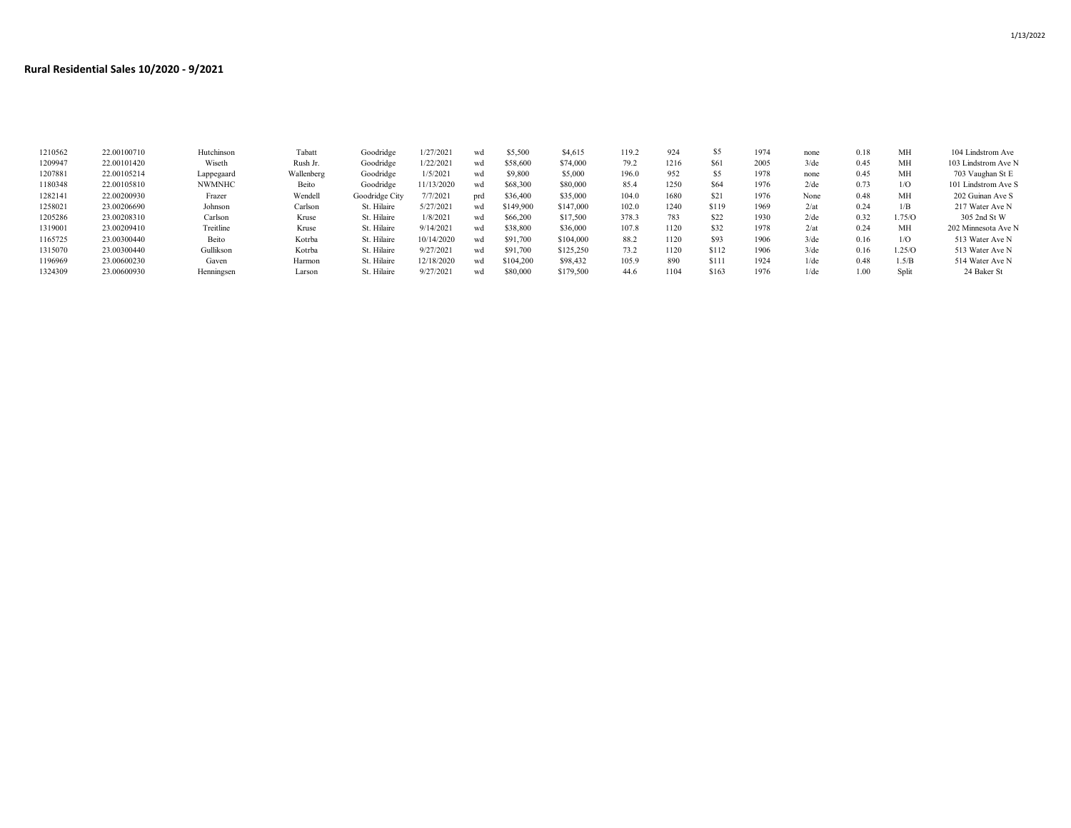## Rural Residential Sales 10/2020 - 9/2021

| | | | | | | | | | | | | | | | | |
|---|---|---|---|---|---|---|---|---|---|---|---|---|---|---|---|---|
| 1210562 | 22.00100710 | Hutchinson | Tabatt | Goodridge | 1/27/2021 | wd | $5,500 | $4,615 | 119.2 | 924 | $5 | 1974 | none | 0.18 | MH | 104 Lindstrom Ave |
| 1209947 | 22.00101420 | Wiseth | Rush Jr. | Goodridge | 1/22/2021 | wd | $58,600 | $74,000 | 79.2 | 1216 | $61 | 2005 | 3/de | 0.45 | MH | 103 Lindstrom Ave N |
| 1207881 | 22.00105214 | Lappegaard | Wallenberg | Goodridge | 1/5/2021 | wd | $9,800 | $5,000 | 196.0 | 952 | $5 | 1978 | none | 0.45 | MH | 703 Vaughan St E |
| 1180348 | 22.00105810 | NWMNHC | Beito | Goodridge | 11/13/2020 | wd | $68,300 | $80,000 | 85.4 | 1250 | $64 | 1976 | 2/de | 0.73 | 1/O | 101 Lindstrom Ave S |
| 1282141 | 22.00200930 | Frazer | Wendell | Goodridge City | 7/7/2021 | prd | $36,400 | $35,000 | 104.0 | 1680 | $21 | 1976 | None | 0.48 | MH | 202 Guinan Ave S |
| 1258021 | 23.00206690 | Johnson | Carlson | St. Hilaire | 5/27/2021 | wd | $149,900 | $147,000 | 102.0 | 1240 | $119 | 1969 | 2/at | 0.24 | 1/B | 217 Water Ave N |
| 1205286 | 23.00208310 | Carlson | Kruse | St. Hilaire | 1/8/2021 | wd | $66,200 | $17,500 | 378.3 | 783 | $22 | 1930 | 2/de | 0.32 | 1.75/O | 305 2nd St W |
| 1319001 | 23.00209410 | Treitline | Kruse | St. Hilaire | 9/14/2021 | wd | $38,800 | $36,000 | 107.8 | 1120 | $32 | 1978 | 2/at | 0.24 | MH | 202 Minnesota Ave N |
| 1165725 | 23.00300440 | Beito | Kotrba | St. Hilaire | 10/14/2020 | wd | $91,700 | $104,000 | 88.2 | 1120 | $93 | 1906 | 3/de | 0.16 | 1/O | 513 Water Ave N |
| 1315070 | 23.00300440 | Gullikson | Kotrba | St. Hilaire | 9/27/2021 | wd | $91,700 | $125,250 | 73.2 | 1120 | $112 | 1906 | 3/de | 0.16 | 1.25/O | 513 Water Ave N |
| 1196969 | 23.00600230 | Gaven | Harmon | St. Hilaire | 12/18/2020 | wd | $104,200 | $98,432 | 105.9 | 890 | $111 | 1924 | 1/de | 0.48 | 1.5/B | 514 Water Ave N |
| 1324309 | 23.00600930 | Henningsen | Larson | St. Hilaire | 9/27/2021 | wd | $80,000 | $179,500 | 44.6 | 1104 | $163 | 1976 | 1/de | 1.00 | Split | 24 Baker St |